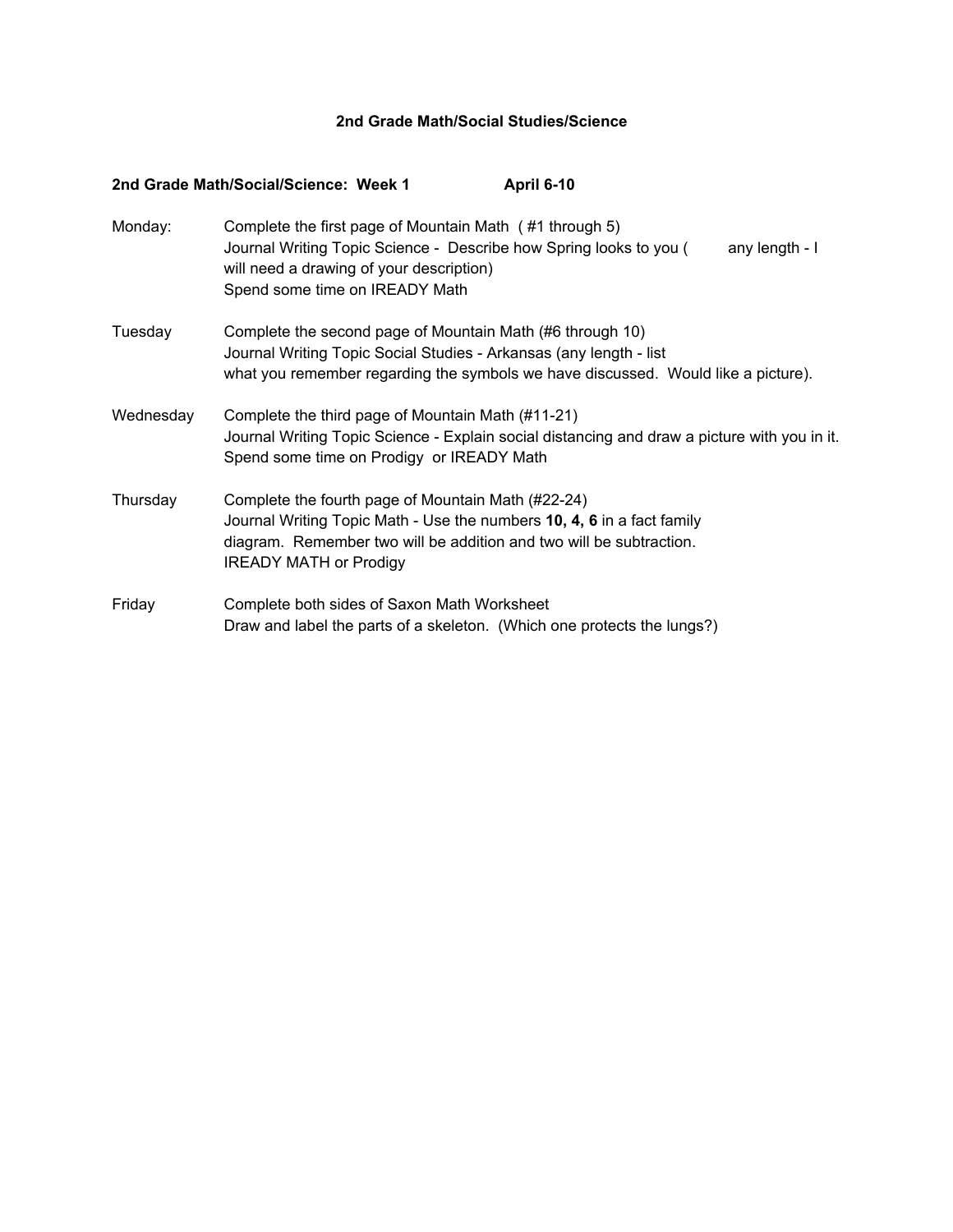# 2nd Grade Math/Social Studies/Science

**2nd Grade Math/Social/Science: Week 1 April 6-10**

**Monday:**
Complete the first page of Mountain Math ( #1 through 5)
Journal Writing Topic Science - Describe how Spring looks to you ( any length - I will need a drawing of your description)
Spend some time on IREADY Math

**Tuesday**
Complete the second page of Mountain Math (#6 through 10)
Journal Writing Topic Social Studies - Arkansas (any length - list what you remember regarding the symbols we have discussed. Would like a picture).

**Wednesday**
Complete the third page of Mountain Math (#11-21)
Journal Writing Topic Science - Explain social distancing and draw a picture with you in it.
Spend some time on Prodigy or IREADY Math

**Thursday**
Complete the fourth page of Mountain Math (#22-24)
Journal Writing Topic Math - Use the numbers **10, 4, 6** in a fact family diagram. Remember two will be addition and two will be subtraction.
IREADY MATH or Prodigy

**Friday**
Complete both sides of Saxon Math Worksheet
Draw and label the parts of a skeleton. (Which one protects the lungs?)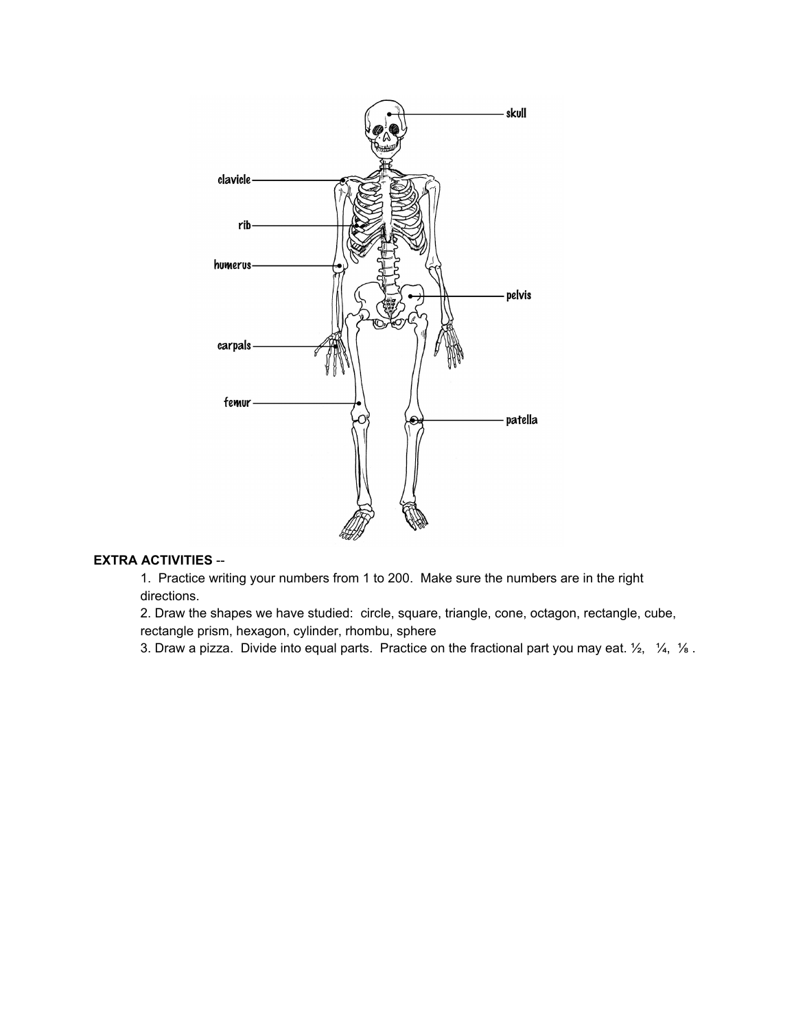skull

clavicle

rib

humerus

pelvis

carpals

femur

patella

**EXTRA ACTIVITIES** --

1. Practice writing your numbers from 1 to 200. Make sure the numbers are in the right directions.
2. Draw the shapes we have studied: circle, square, triangle, cone, octagon, rectangle, cube, rectangle prism, hexagon, cylinder, rhombu, sphere
3. Draw a pizza. Divide into equal parts. Practice on the fractional part you may eat. ½, ¼, ⅛ .